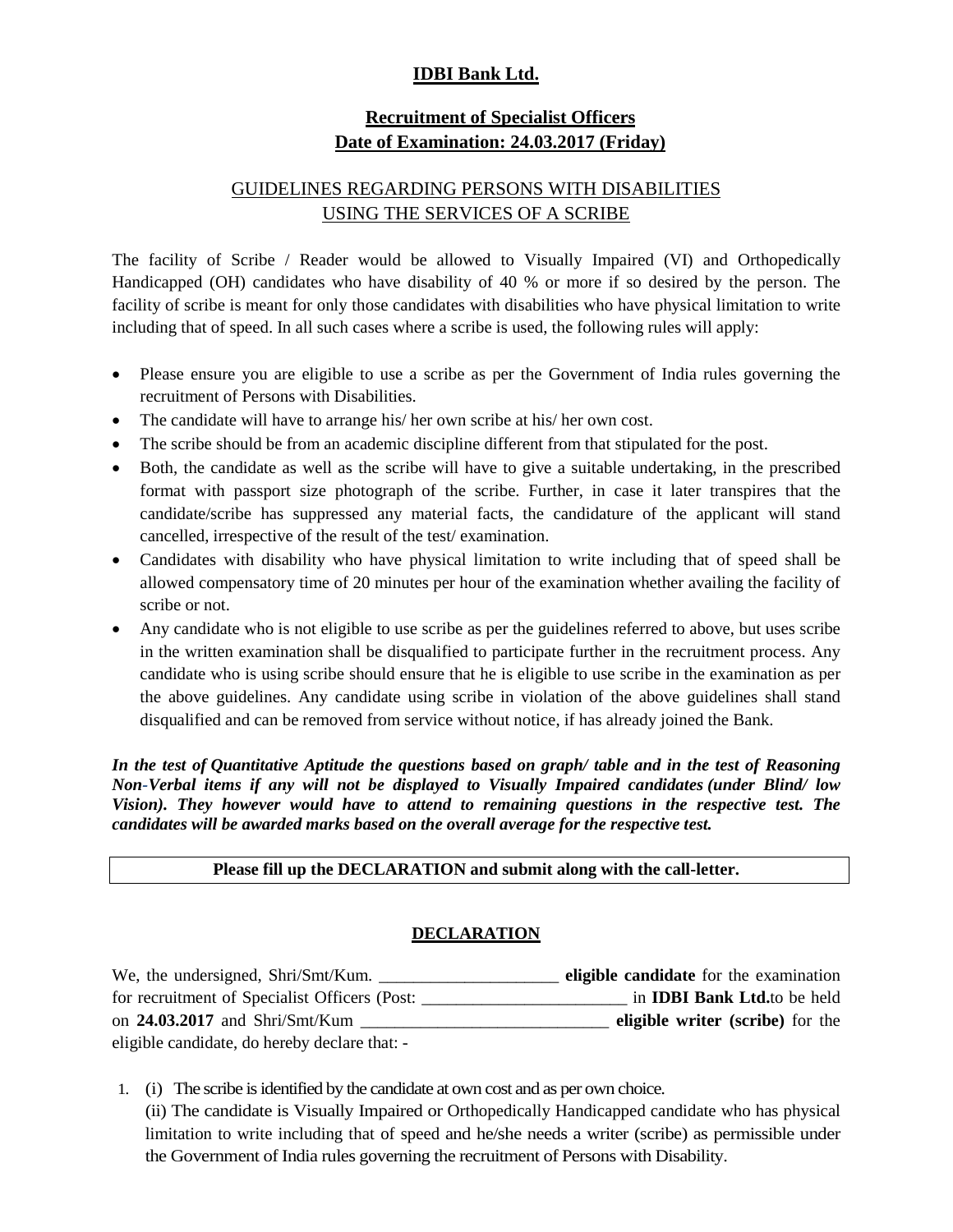# IDBI Bank Ltd.

## Recruitment of Specialist Officers
## Date of Examination: 24.03.2017 (Friday)

### GUIDELINES REGARDING PERSONS WITH DISABILITIES USING THE SERVICES OF A SCRIBE

The facility of Scribe / Reader would be allowed to Visually Impaired (VI) and Orthopedically Handicapped (OH) candidates who have disability of 40 % or more if so desired by the person. The facility of scribe is meant for only those candidates with disabilities who have physical limitation to write including that of speed. In all such cases where a scribe is used, the following rules will apply:

- Please ensure you are eligible to use a scribe as per the Government of India rules governing the recruitment of Persons with Disabilities.
- The candidate will have to arrange his/ her own scribe at his/ her own cost.
- The scribe should be from an academic discipline different from that stipulated for the post.
- Both, the candidate as well as the scribe will have to give a suitable undertaking, in the prescribed format with passport size photograph of the scribe. Further, in case it later transpires that the candidate/scribe has suppressed any material facts, the candidature of the applicant will stand cancelled, irrespective of the result of the test/ examination.
- Candidates with disability who have physical limitation to write including that of speed shall be allowed compensatory time of 20 minutes per hour of the examination whether availing the facility of scribe or not.
- Any candidate who is not eligible to use scribe as per the guidelines referred to above, but uses scribe in the written examination shall be disqualified to participate further in the recruitment process. Any candidate who is using scribe should ensure that he is eligible to use scribe in the examination as per the above guidelines. Any candidate using scribe in violation of the above guidelines shall stand disqualified and can be removed from service without notice, if has already joined the Bank.

***In the test of Quantitative Aptitude the questions based on graph/ table and in the test of Reasoning Non-Verbal items if any will not be displayed to Visually Impaired candidates (under Blind/ low Vision). They however would have to attend to remaining questions in the respective test. The candidates will be awarded marks based on the overall average for the respective test.***

**Please fill up the DECLARATION and submit along with the call-letter.**

### DECLARATION

We, the undersigned, Shri/Smt/Kum. ____________________ **eligible candidate** for the examination for recruitment of Specialist Officers (Post: ________________________ in **IDBI Bank Ltd.**to be held on **24.03.2017** and Shri/Smt/Kum ____________________________ **eligible writer (scribe)** for the eligible candidate, do hereby declare that: -

1. (i) The scribe is identified by the candidate at own cost and as per own choice.
   (ii) The candidate is Visually Impaired or Orthopedically Handicapped candidate who has physical limitation to write including that of speed and he/she needs a writer (scribe) as permissible under the Government of India rules governing the recruitment of Persons with Disability.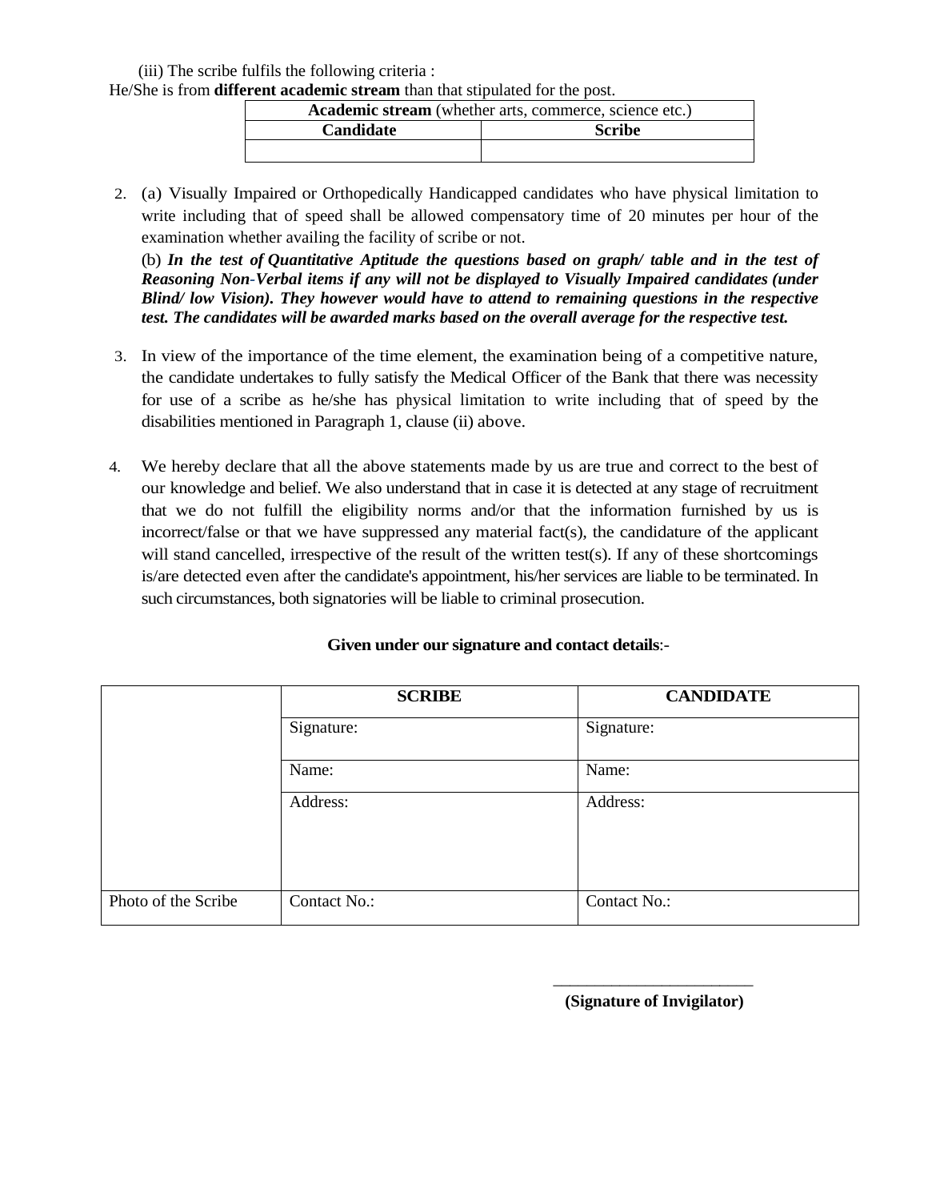(iii) The scribe fulfils the following criteria :

He/She is from **different academic stream** than that stipulated for the post.

| **Academic stream** (whether arts, commerce, science etc.) | |
|---|---|
| **Candidate** | **Scribe** |
| | |

2. (a) Visually Impaired or Orthopedically Handicapped candidates who have physical limitation to write including that of speed shall be allowed compensatory time of 20 minutes per hour of the examination whether availing the facility of scribe or not.

   (b) ***In the test of Quantitative Aptitude the questions based on graph/ table and in the test of Reasoning Non-Verbal items if any will not be displayed to Visually Impaired candidates (under Blind/ low Vision). They however would have to attend to remaining questions in the respective test. The candidates will be awarded marks based on the overall average for the respective test.***

3. In view of the importance of the time element, the examination being of a competitive nature, the candidate undertakes to fully satisfy the Medical Officer of the Bank that there was necessity for use of a scribe as he/she has physical limitation to write including that of speed by the disabilities mentioned in Paragraph 1, clause (ii) above.

4. We hereby declare that all the above statements made by us are true and correct to the best of our knowledge and belief. We also understand that in case it is detected at any stage of recruitment that we do not fulfill the eligibility norms and/or that the information furnished by us is incorrect/false or that we have suppressed any material fact(s), the candidature of the applicant will stand cancelled, irrespective of the result of the written test(s). If any of these shortcomings is/are detected even after the candidate's appointment, his/her services are liable to be terminated. In such circumstances, both signatories will be liable to criminal prosecution.

**Given under our signature and contact details**:-

| | **SCRIBE** | **CANDIDATE** |
|---|---|---|
| | Signature: | Signature: |
| | Name: | Name: |
| | Address: | Address: |
| Photo of the Scribe | Contact No.: | Contact No.: |

\_\_\_\_\_\_\_\_\_\_\_\_\_\_\_\_\_\_\_\_\_\_\_\_\_\_

**(Signature of Invigilator)**